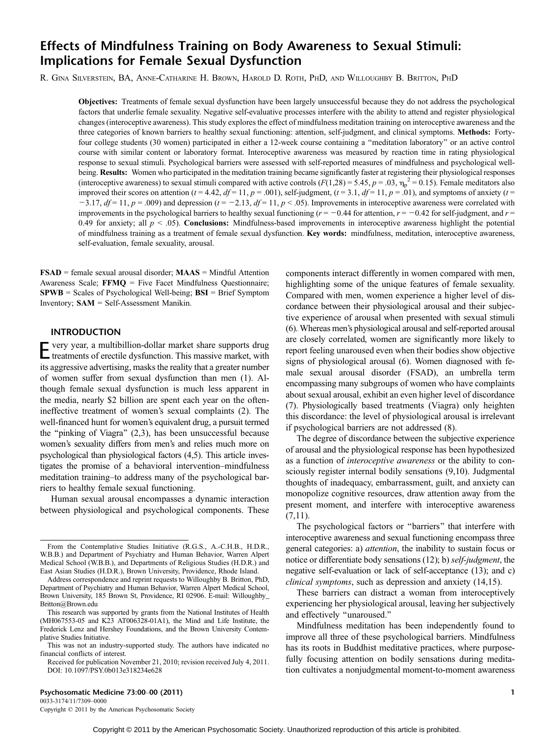# Effects of Mindfulness Training on Body Awareness to Sexual Stimuli: Implications for Female Sexual Dysfunction

R. Gina Silverstein, BA, Anne-Catharine H. Brown, Harold D. Roth, PhD, and Willoughby B. Britton, PhD

**Objectives:** Treatments of female sexual dysfunction have been largely unsuccessful because they do not address the psychological factors that underlie female sexuality. Negative self-evaluative processes interfere with the ability to attend and register physiological changes (interoceptive awareness). This study explores the effect of mindfulness meditation training on interoceptive awareness and the three categories of known barriers to healthy sexual functioning: attention, self-judgment, and clinical symptoms. **Methods:** Forty-four college students (30 women) participated in either a 12-week course containing a "meditation laboratory" or an active control course with similar content or laboratory format. Interoceptive awareness was measured by reaction time in rating physiological response to sexual stimuli. Psychological barriers were assessed with self-reported measures of mindfulness and psychological well-being. **Results:** Women who participated in the meditation training became significantly faster at registering their physiological responses (interoceptive awareness) to sexual stimuli compared with active controls ($F(1,28) = 5.45$, $p = .03$, $\eta_p^2 = 0.15$). Female meditators also improved their scores on attention ($t = 4.42$, $df = 11$, $p = .001$), self-judgment, ($t = 3.1$, $df = 11$, $p = .01$), and symptoms of anxiety ($t = -3.17$, $df = 11$, $p = .009$) and depression ($t = -2.13$, $df = 11$, $p < .05$). Improvements in interoceptive awareness were correlated with improvements in the psychological barriers to healthy sexual functioning ($r = -0.44$ for attention, $r = -0.42$ for self-judgment, and $r = 0.49$ for anxiety; all $p < .05$). **Conclusions:** Mindfulness-based improvements in interoceptive awareness highlight the potential of mindfulness training as a treatment of female sexual dysfunction. **Key words:** mindfulness, meditation, interoceptive awareness, self-evaluation, female sexuality, arousal.

**FSAD** = female sexual arousal disorder; **MAAS** = Mindful Attention Awareness Scale; **FFMQ** = Five Facet Mindfulness Questionnaire; **SPWB** = Scales of Psychological Well-being; **BSI** = Brief Symptom Inventory; **SAM** = Self-Assessment Manikin.

## INTRODUCTION

Every year, a multibillion-dollar market share supports drug treatments of erectile dysfunction. This massive market, with its aggressive advertising, masks the reality that a greater number of women suffer from sexual dysfunction than men (1). Although female sexual dysfunction is much less apparent in the media, nearly $2 billion are spent each year on the often-ineffective treatment of women's sexual complaints (2). The well-financed hunt for women's equivalent drug, a pursuit termed the "pinking of Viagra" (2,3), has been unsuccessful because women's sexuality differs from men's and relies much more on psychological than physiological factors (4,5). This article investigates the promise of a behavioral intervention–mindfulness meditation training–to address many of the psychological barriers to healthy female sexual functioning.

Human sexual arousal encompasses a dynamic interaction between physiological and psychological components. These components interact differently in women compared with men, highlighting some of the unique features of female sexuality. Compared with men, women experience a higher level of discordance between their physiological arousal and their subjective experience of arousal when presented with sexual stimuli (6). Whereas men's physiological arousal and self-reported arousal are closely correlated, women are significantly more likely to report feeling unaroused even when their bodies show objective signs of physiological arousal (6). Women diagnosed with female sexual arousal disorder (FSAD), an umbrella term encompassing many subgroups of women who have complaints about sexual arousal, exhibit an even higher level of discordance (7). Physiologically based treatments (Viagra) only heighten this discordance: the level of physiological arousal is irrelevant if psychological barriers are not addressed (8).

The degree of discordance between the subjective experience of arousal and the physiological response has been hypothesized as a function of *interoceptive awareness* or the ability to consciously register internal bodily sensations (9,10). Judgmental thoughts of inadequacy, embarrassment, guilt, and anxiety can monopolize cognitive resources, draw attention away from the present moment, and interfere with interoceptive awareness (7,11).

The psychological factors or "barriers" that interfere with interoceptive awareness and sexual functioning encompass three general categories: a) *attention*, the inability to sustain focus or notice or differentiate body sensations (12); b) *self-judgment*, the negative self-evaluation or lack of self-acceptance (13); and c) *clinical symptoms*, such as depression and anxiety (14,15).

These barriers can distract a woman from interoceptively experiencing her physiological arousal, leaving her subjectively and effectively "unaroused."

Mindfulness meditation has been independently found to improve all three of these psychological barriers. Mindfulness has its roots in Buddhist meditative practices, where purposefully focusing attention on bodily sensations during meditation cultivates a nonjudgmental moment-to-moment awareness

From the Contemplative Studies Initiative (R.G.S., A.-C.H.B., H.D.R., W.B.B.) and Department of Psychiatry and Human Behavior, Warren Alpert Medical School (W.B.B.), and Departments of Religious Studies (H.D.R.) and East Asian Studies (H.D.R.), Brown University, Providence, Rhode Island.

Address correspondence and reprint requests to Willoughby B. Britton, PhD, Department of Psychiatry and Human Behavior, Warren Alpert Medical School, Brown University, 185 Brown St, Providence, RI 02906. E-mail: Willoughby_Britton@Brown.edu

This research was supported by grants from the National Institutes of Health (MH067553-05 and K23 AT006328-01A1), the Mind and Life Institute, the Frederick Lenz and Hershey Foundations, and the Brown University Contemplative Studies Initiative.

This was not an industry-supported study. The authors have indicated no financial conflicts of interest.

Received for publication November 21, 2010; revision received July 4, 2011.
DOI: 10.1097/PSY.0b013e318234e628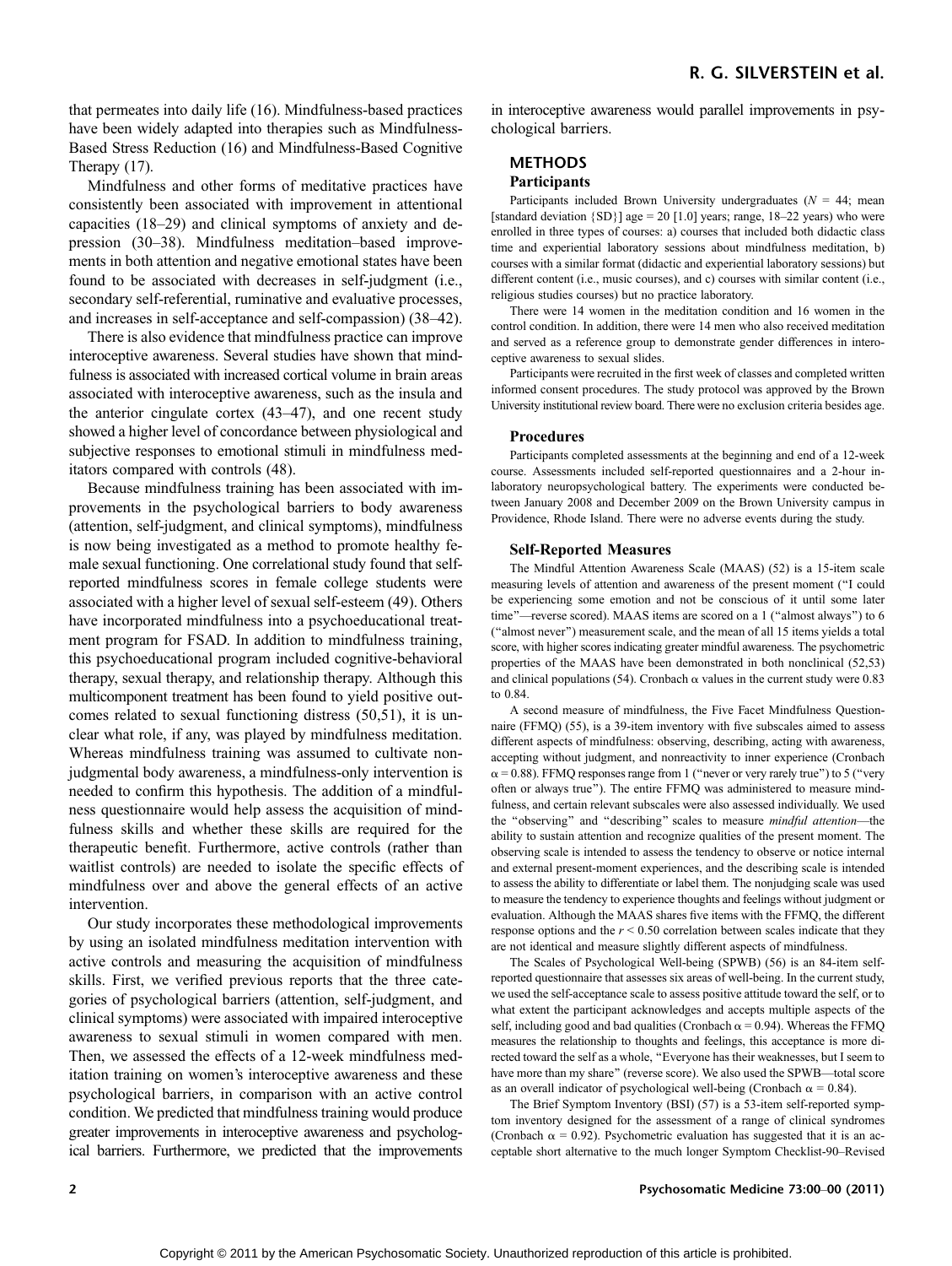that permeates into daily life (16). Mindfulness-based practices have been widely adapted into therapies such as Mindfulness-Based Stress Reduction (16) and Mindfulness-Based Cognitive Therapy (17).

Mindfulness and other forms of meditative practices have consistently been associated with improvement in attentional capacities (18–29) and clinical symptoms of anxiety and depression (30–38). Mindfulness meditation–based improvements in both attention and negative emotional states have been found to be associated with decreases in self-judgment (i.e., secondary self-referential, ruminative and evaluative processes, and increases in self-acceptance and self-compassion) (38–42).

There is also evidence that mindfulness practice can improve interoceptive awareness. Several studies have shown that mindfulness is associated with increased cortical volume in brain areas associated with interoceptive awareness, such as the insula and the anterior cingulate cortex (43–47), and one recent study showed a higher level of concordance between physiological and subjective responses to emotional stimuli in mindfulness meditators compared with controls (48).

Because mindfulness training has been associated with improvements in the psychological barriers to body awareness (attention, self-judgment, and clinical symptoms), mindfulness is now being investigated as a method to promote healthy female sexual functioning. One correlational study found that self-reported mindfulness scores in female college students were associated with a higher level of sexual self-esteem (49). Others have incorporated mindfulness into a psychoeducational treatment program for FSAD. In addition to mindfulness training, this psychoeducational program included cognitive-behavioral therapy, sexual therapy, and relationship therapy. Although this multicomponent treatment has been found to yield positive outcomes related to sexual functioning distress (50,51), it is unclear what role, if any, was played by mindfulness meditation. Whereas mindfulness training was assumed to cultivate nonjudgmental body awareness, a mindfulness-only intervention is needed to confirm this hypothesis. The addition of a mindfulness questionnaire would help assess the acquisition of mindfulness skills and whether these skills are required for the therapeutic benefit. Furthermore, active controls (rather than waitlist controls) are needed to isolate the specific effects of mindfulness over and above the general effects of an active intervention.

Our study incorporates these methodological improvements by using an isolated mindfulness meditation intervention with active controls and measuring the acquisition of mindfulness skills. First, we verified previous reports that the three categories of psychological barriers (attention, self-judgment, and clinical symptoms) were associated with impaired interoceptive awareness to sexual stimuli in women compared with men. Then, we assessed the effects of a 12-week mindfulness meditation training on women's interoceptive awareness and these psychological barriers, in comparison with an active control condition. We predicted that mindfulness training would produce greater improvements in interoceptive awareness and psychological barriers. Furthermore, we predicted that the improvements in interoceptive awareness would parallel improvements in psychological barriers.

## METHODS

### Participants

Participants included Brown University undergraduates ($N$ = 44; mean [standard deviation {SD}] age = 20 [1.0] years; range, 18–22 years) who were enrolled in three types of courses: a) courses that included both didactic class time and experiential laboratory sessions about mindfulness meditation, b) courses with a similar format (didactic and experiential laboratory sessions) but different content (i.e., music courses), and c) courses with similar content (i.e., religious studies courses) but no practice laboratory.

There were 14 women in the meditation condition and 16 women in the control condition. In addition, there were 14 men who also received meditation and served as a reference group to demonstrate gender differences in interoceptive awareness to sexual slides.

Participants were recruited in the first week of classes and completed written informed consent procedures. The study protocol was approved by the Brown University institutional review board. There were no exclusion criteria besides age.

### Procedures

Participants completed assessments at the beginning and end of a 12-week course. Assessments included self-reported questionnaires and a 2-hour in-laboratory neuropsychological battery. The experiments were conducted between January 2008 and December 2009 on the Brown University campus in Providence, Rhode Island. There were no adverse events during the study.

#### Self-Reported Measures

The Mindful Attention Awareness Scale (MAAS) (52) is a 15-item scale measuring levels of attention and awareness of the present moment ("I could be experiencing some emotion and not be conscious of it until some later time"—reverse scored). MAAS items are scored on a 1 ("almost always") to 6 ("almost never") measurement scale, and the mean of all 15 items yields a total score, with higher scores indicating greater mindful awareness. The psychometric properties of the MAAS have been demonstrated in both nonclinical (52,53) and clinical populations (54). Cronbach $\alpha$ values in the current study were 0.83 to 0.84.

A second measure of mindfulness, the Five Facet Mindfulness Questionnaire (FFMQ) (55), is a 39-item inventory with five subscales aimed to assess different aspects of mindfulness: observing, describing, acting with awareness, accepting without judgment, and nonreactivity to inner experience (Cronbach $\alpha$ = 0.88). FFMQ responses range from 1 ("never or very rarely true") to 5 ("very often or always true"). The entire FFMQ was administered to measure mindfulness, and certain relevant subscales were also assessed individually. We used the "observing" and "describing" scales to measure *mindful attention*—the ability to sustain attention and recognize qualities of the present moment. The observing scale is intended to assess the tendency to observe or notice internal and external present-moment experiences, and the describing scale is intended to assess the ability to differentiate or label them. The nonjudging scale was used to measure the tendency to experience thoughts and feelings without judgment or evaluation. Although the MAAS shares five items with the FFMQ, the different response options and the $r < 0.50$ correlation between scales indicate that they are not identical and measure slightly different aspects of mindfulness.

The Scales of Psychological Well-being (SPWB) (56) is an 84-item self-reported questionnaire that assesses six areas of well-being. In the current study, we used the self-acceptance scale to assess positive attitude toward the self, or to what extent the participant acknowledges and accepts multiple aspects of the self, including good and bad qualities (Cronbach $\alpha$ = 0.94). Whereas the FFMQ measures the relationship to thoughts and feelings, this acceptance is more directed toward the self as a whole, "Everyone has their weaknesses, but I seem to have more than my share" (reverse score). We also used the SPWB—total score as an overall indicator of psychological well-being (Cronbach $\alpha$ = 0.84).

The Brief Symptom Inventory (BSI) (57) is a 53-item self-reported symptom inventory designed for the assessment of a range of clinical syndromes (Cronbach $\alpha$ = 0.92). Psychometric evaluation has suggested that it is an acceptable short alternative to the much longer Symptom Checklist-90–Revised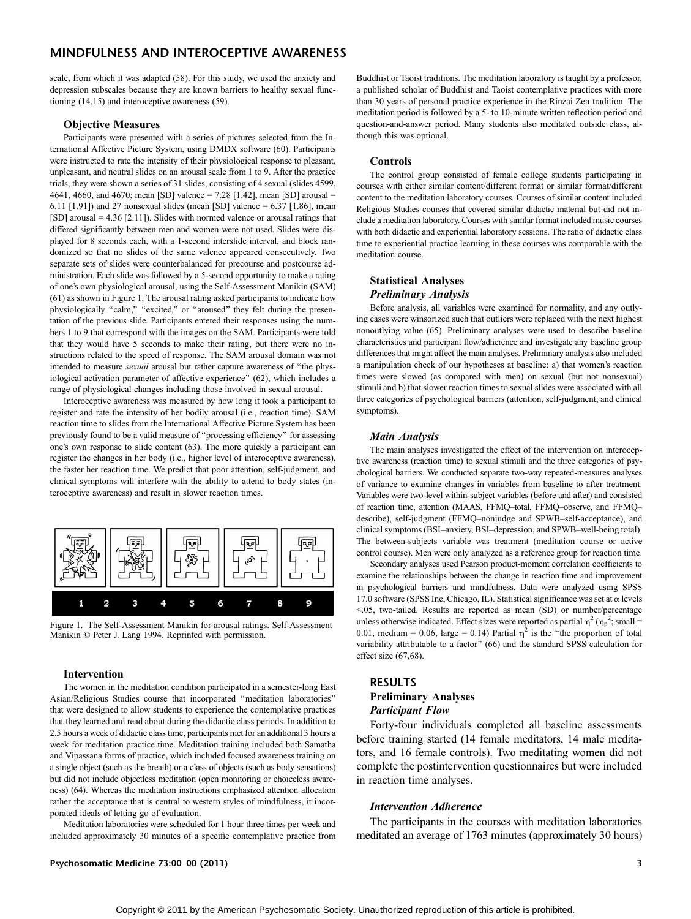scale, from which it was adapted (58). For this study, we used the anxiety and depression subscales because they are known barriers to healthy sexual functioning (14,15) and interoceptive awareness (59).

### Objective Measures

Participants were presented with a series of pictures selected from the International Affective Picture System, using DMDX software (60). Participants were instructed to rate the intensity of their physiological response to pleasant, unpleasant, and neutral slides on an arousal scale from 1 to 9. After the practice trials, they were shown a series of 31 slides, consisting of 4 sexual (slides 4599, 4641, 4660, and 4670; mean [SD] valence = 7.28 [1.42], mean [SD] arousal = 6.11 [1.91]) and 27 nonsexual slides (mean [SD] valence = 6.37 [1.86], mean [SD] arousal = 4.36 [2.11]). Slides with normed valence or arousal ratings that differed significantly between men and women were not used. Slides were displayed for 8 seconds each, with a 1-second interslide interval, and block randomized so that no slides of the same valence appeared consecutively. Two separate sets of slides were counterbalanced for precourse and postcourse administration. Each slide was followed by a 5-second opportunity to make a rating of one's own physiological arousal, using the Self-Assessment Manikin (SAM) (61) as shown in Figure 1. The arousal rating asked participants to indicate how physiologically "calm," "excited," or "aroused" they felt during the presentation of the previous slide. Participants entered their responses using the numbers 1 to 9 that correspond with the images on the SAM. Participants were told that they would have 5 seconds to make their rating, but there were no instructions related to the speed of response. The SAM arousal domain was not intended to measure *sexual* arousal but rather capture awareness of "the physiological activation parameter of affective experience" (62), which includes a range of physiological changes including those involved in sexual arousal.

Interoceptive awareness was measured by how long it took a participant to register and rate the intensity of her bodily arousal (i.e., reaction time). SAM reaction time to slides from the International Affective Picture System has been previously found to be a valid measure of "processing efficiency" for assessing one's own response to slide content (63). The more quickly a participant can register the changes in her body (i.e., higher level of interoceptive awareness), the faster her reaction time. We predict that poor attention, self-judgment, and clinical symptoms will interfere with the ability to attend to body states (interoceptive awareness) and result in slower reaction times.

Figure 1. The Self-Assessment Manikin for arousal ratings. Self-Assessment Manikin © Peter J. Lang 1994. Reprinted with permission.

### Intervention

The women in the meditation condition participated in a semester-long East Asian/Religious Studies course that incorporated "meditation laboratories" that were designed to allow students to experience the contemplative practices that they learned and read about during the didactic class periods. In addition to 2.5 hours a week of didactic class time, participants met for an additional 3 hours a week for meditation practice time. Meditation training included both Samatha and Vipassana forms of practice, which included focused awareness training on a single object (such as the breath) or a class of objects (such as body sensations) but did not include objectless meditation (open monitoring or choiceless awareness) (64). Whereas the meditation instructions emphasized attention allocation rather the acceptance that is central to western styles of mindfulness, it incorporated ideals of letting go of evaluation.

Meditation laboratories were scheduled for 1 hour three times per week and included approximately 30 minutes of a specific contemplative practice from Buddhist or Taoist traditions. The meditation laboratory is taught by a professor, a published scholar of Buddhist and Taoist contemplative practices with more than 30 years of personal practice experience in the Rinzai Zen tradition. The meditation period is followed by a 5- to 10-minute written reflection period and question-and-answer period. Many students also meditated outside class, although this was optional.

### Controls

The control group consisted of female college students participating in courses with either similar content/different format or similar format/different content to the meditation laboratory courses. Courses of similar content included Religious Studies courses that covered similar didactic material but did not include a meditation laboratory. Courses with similar format included music courses with both didactic and experiential laboratory sessions. The ratio of didactic class time to experiential practice learning in these courses was comparable with the meditation course.

### Statistical Analyses

#### *Preliminary Analysis*

Before analysis, all variables were examined for normality, and any outlying cases were winsorized such that outliers were replaced with the next highest nonoutlying value (65). Preliminary analyses were used to describe baseline characteristics and participant flow/adherence and investigate any baseline group differences that might affect the main analyses. Preliminary analysis also included a manipulation check of our hypotheses at baseline: a) that women's reaction times were slowed (as compared with men) on sexual (but not nonsexual) stimuli and b) that slower reaction times to sexual slides were associated with all three categories of psychological barriers (attention, self-judgment, and clinical symptoms).

#### *Main Analysis*

The main analyses investigated the effect of the intervention on interoceptive awareness (reaction time) to sexual stimuli and the three categories of psychological barriers. We conducted separate two-way repeated-measures analyses of variance to examine changes in variables from baseline to after treatment. Variables were two-level within-subject variables (before and after) and consisted of reaction time, attention (MAAS, FFMQ–total, FFMQ–observe, and FFMQ–describe), self-judgment (FFMQ–nonjudge and SPWB–self-acceptance), and clinical symptoms (BSI–anxiety, BSI–depression, and SPWB–well-being total). The between-subjects variable was treatment (meditation course or active control course). Men were only analyzed as a reference group for reaction time.

Secondary analyses used Pearson product-moment correlation coefficients to examine the relationships between the change in reaction time and improvement in psychological barriers and mindfulness. Data were analyzed using SPSS 17.0 software (SPSS Inc, Chicago, IL). Statistical significance was set at $\alpha$ levels <.05, two-tailed. Results are reported as mean (SD) or number/percentage unless otherwise indicated. Effect sizes were reported as partial $\eta^2$ ($\eta_p^2$; small = 0.01, medium = 0.06, large = 0.14) Partial $\eta^2$ is the "the proportion of total variability attributable to a factor" (66) and the standard SPSS calculation for effect size (67,68).

## RESULTS

### Preliminary Analyses

#### *Participant Flow*

Forty-four individuals completed all baseline assessments before training started (14 female meditators, 14 male meditators, and 16 female controls). Two meditating women did not complete the postintervention questionnaires but were included in reaction time analyses.

#### *Intervention Adherence*

The participants in the courses with meditation laboratories meditated an average of 1763 minutes (approximately 30 hours)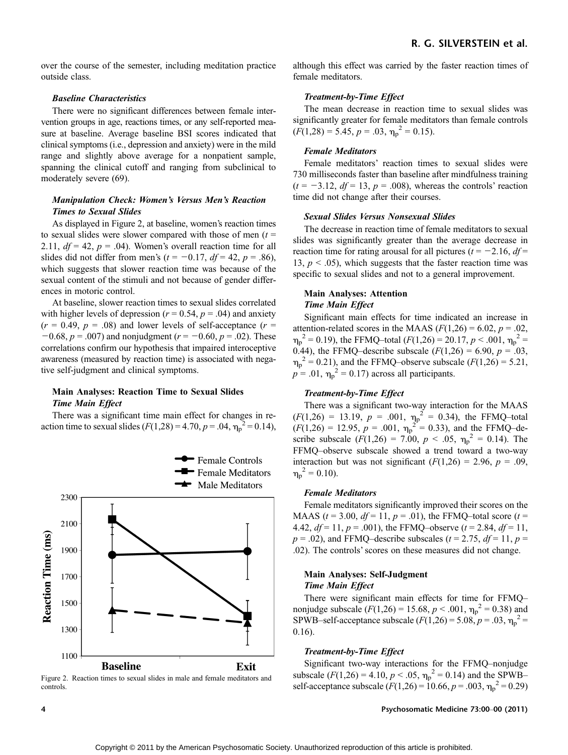over the course of the semester, including meditation practice outside class.

### *Baseline Characteristics*

There were no significant differences between female intervention groups in age, reactions times, or any self-reported measure at baseline. Average baseline BSI scores indicated that clinical symptoms (i.e., depression and anxiety) were in the mild range and slightly above average for a nonpatient sample, spanning the clinical cutoff and ranging from subclinical to moderately severe (69).

### *Manipulation Check: Women's Versus Men's Reaction Times to Sexual Slides*

As displayed in Figure 2, at baseline, women's reaction times to sexual slides were slower compared with those of men ($t$ = 2.11, $df$ = 42, $p$ = .04). Women's overall reaction time for all slides did not differ from men's ($t$ = −0.17, $df$ = 42, $p$ = .86), which suggests that slower reaction time was because of the sexual content of the stimuli and not because of gender differences in motoric control.

At baseline, slower reaction times to sexual slides correlated with higher levels of depression ($r$ = 0.54, $p$ = .04) and anxiety ($r$ = 0.49, $p$ = .08) and lower levels of self-acceptance ($r$ = −0.68, $p$ = .007) and nonjudgment ($r$ = −0.60, $p$ = .02). These correlations confirm our hypothesis that impaired interoceptive awareness (measured by reaction time) is associated with negative self-judgment and clinical symptoms.

## Main Analyses: Reaction Time to Sexual Slides

### *Time Main Effect*

There was a significant time main effect for changes in reaction time to sexual slides ($F$(1,28) = 4.70, $p$ = .04, $\eta_p^2$ = 0.14), although this effect was carried by the faster reaction times of female meditators.

Figure 2. Reaction times to sexual slides in male and female meditators and controls.

### *Treatment-by-Time Effect*

The mean decrease in reaction time to sexual slides was significantly greater for female meditators than female controls ($F$(1,28) = 5.45, $p$ = .03, $\eta_p^2$ = 0.15).

### *Female Meditators*

Female meditators' reaction times to sexual slides were 730 milliseconds faster than baseline after mindfulness training ($t$ = −3.12, $df$ = 13, $p$ = .008), whereas the controls' reaction time did not change after their courses.

### *Sexual Slides Versus Nonsexual Slides*

The decrease in reaction time of female meditators to sexual slides was significantly greater than the average decrease in reaction time for rating arousal for all pictures ($t$ = −2.16, $df$ = 13, $p$ < .05), which suggests that the faster reaction time was specific to sexual slides and not to a general improvement.

## Main Analyses: Attention

### *Time Main Effect*

Significant main effects for time indicated an increase in attention-related scores in the MAAS ($F$(1,26) = 6.02, $p$ = .02, $\eta_p^2$ = 0.19), the FFMQ–total ($F$(1,26) = 20.17, $p$ < .001, $\eta_p^2$ = 0.44), the FFMQ–describe subscale ($F$(1,26) = 6.90, $p$ = .03, $\eta_p^2$ = 0.21), and the FFMQ–observe subscale ($F$(1,26) = 5.21, $p$ = .01, $\eta_p^2$ = 0.17) across all participants.

### *Treatment-by-Time Effect*

There was a significant two-way interaction for the MAAS ($F$(1,26) = 13.19, $p$ = .001, $\eta_p^2$ = 0.34), the FFMQ–total ($F$(1,26) = 12.95, $p$ = .001, $\eta_p^2$ = 0.33), and the FFMQ–describe subscale ($F$(1,26) = 7.00, $p$ < .05, $\eta_p^2$ = 0.14). The FFMQ–observe subscale showed a trend toward a two-way interaction but was not significant ($F$(1,26) = 2.96, $p$ = .09, $\eta_p^2$ = 0.10).

### *Female Meditators*

Female meditators significantly improved their scores on the MAAS ($t$ = 3.00, $df$ = 11, $p$ = .01), the FFMQ–total score ($t$ = 4.42, $df$ = 11, $p$ = .001), the FFMQ–observe ($t$ = 2.84, $df$ = 11, $p$ = .02), and FFMQ–describe subscales ($t$ = 2.75, $df$ = 11, $p$ = .02). The controls' scores on these measures did not change.

## Main Analyses: Self-Judgment

### *Time Main Effect*

There were significant main effects for time for FFMQ–nonjudge subscale ($F$(1,26) = 15.68, $p$ < .001, $\eta_p^2$ = 0.38) and SPWB–self-acceptance subscale ($F$(1,26) = 5.08, $p$ = .03, $\eta_p^2$ = 0.16).

### *Treatment-by-Time Effect*

Significant two-way interactions for the FFMQ–nonjudge subscale ($F$(1,26) = 4.10, $p$ < .05, $\eta_p^2$ = 0.14) and the SPWB–self-acceptance subscale ($F$(1,26) = 10.66, $p$ = .003, $\eta_p^2$ = 0.29)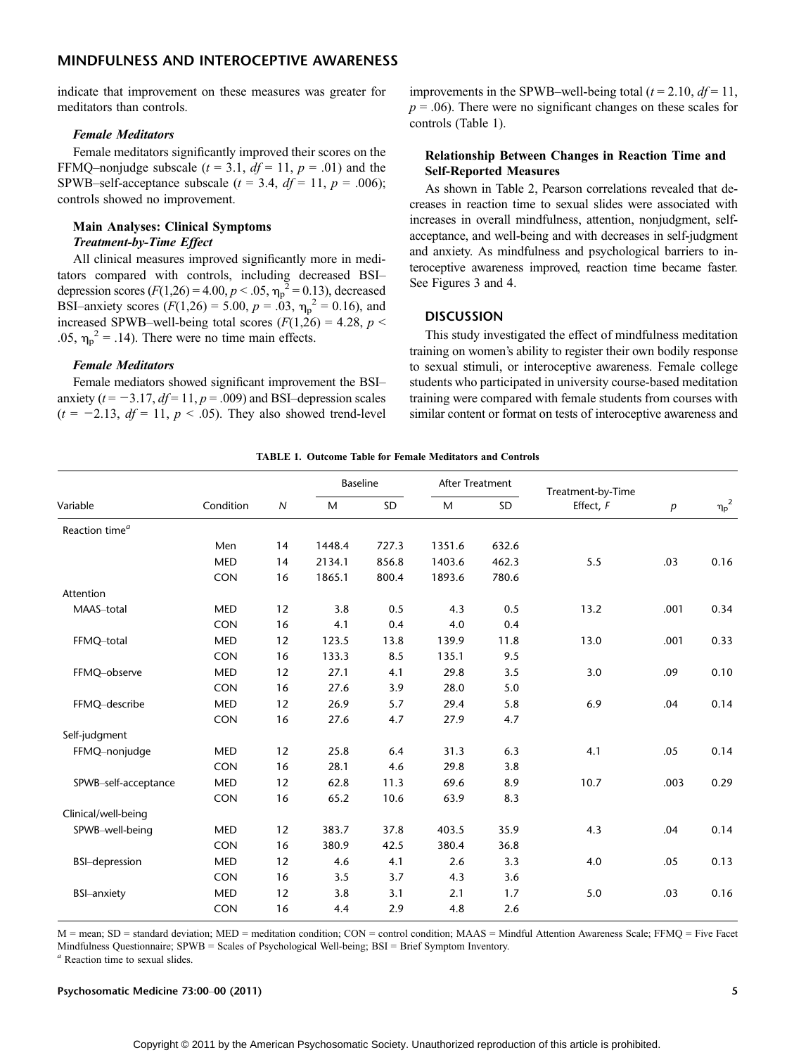indicate that improvement on these measures was greater for meditators than controls.

#### *Female Meditators*

Female meditators significantly improved their scores on the FFMQ–nonjudge subscale ($t$ = 3.1, $df$ = 11, $p$ = .01) and the SPWB–self-acceptance subscale ($t$ = 3.4, $df$ = 11, $p$ = .006); controls showed no improvement.

### Main Analyses: Clinical Symptoms

#### *Treatment-by-Time Effect*

All clinical measures improved significantly more in meditators compared with controls, including decreased BSI–depression scores ($F(1,26) = 4.00$, $p < .05$, $\eta_p^2 = 0.13$), decreased BSI–anxiety scores ($F(1,26) = 5.00$, $p = .03$, $\eta_p^2 = 0.16$), and increased SPWB–well-being total scores ($F(1,26) = 4.28$, $p < .05$, $\eta_p^2 = .14$). There were no time main effects.

#### *Female Meditators*

Female mediators showed significant improvement the BSI–anxiety ($t = -3.17$, $df$ = 11, $p$ = .009) and BSI–depression scales ($t = -2.13$, $df$ = 11, $p < .05$). They also showed trend-level improvements in the SPWB–well-being total ($t$ = 2.10, $df$ = 11, $p$ = .06). There were no significant changes on these scales for controls (Table 1).

### Relationship Between Changes in Reaction Time and Self-Reported Measures

As shown in Table 2, Pearson correlations revealed that decreases in reaction time to sexual slides were associated with increases in overall mindfulness, attention, nonjudgment, self-acceptance, and well-being and with decreases in self-judgment and anxiety. As mindfulness and psychological barriers to interoceptive awareness improved, reaction time became faster. See Figures 3 and 4.

## DISCUSSION

This study investigated the effect of mindfulness meditation training on women's ability to register their own bodily response to sexual stimuli, or interoceptive awareness. Female college students who participated in university course-based meditation training were compared with female students from courses with similar content or format on tests of interoceptive awareness and

**TABLE 1. Outcome Table for Female Meditators and Controls**

| Variable | Condition | $N$ | Baseline | | After Treatment | | Treatment-by-Time Effect, $F$ | $p$ | $\eta_p^2$ |
|---|---|---|---|---|---|---|---|---|---|
| | | | M | SD | M | SD | | | |
| Reaction time[a] | | | | | | | | | |
| | Men | 14 | 1448.4 | 727.3 | 1351.6 | 632.6 | | | |
| | MED | 14 | 2134.1 | 856.8 | 1403.6 | 462.3 | 5.5 | .03 | 0.16 |
| | CON | 16 | 1865.1 | 800.4 | 1893.6 | 780.6 | | | |
| Attention | | | | | | | | | |
| MAAS–total | MED | 12 | 3.8 | 0.5 | 4.3 | 0.5 | 13.2 | .001 | 0.34 |
| | CON | 16 | 4.1 | 0.4 | 4.0 | 0.4 | | | |
| FFMQ–total | MED | 12 | 123.5 | 13.8 | 139.9 | 11.8 | 13.0 | .001 | 0.33 |
| | CON | 16 | 133.3 | 8.5 | 135.1 | 9.5 | | | |
| FFMQ–observe | MED | 12 | 27.1 | 4.1 | 29.8 | 3.5 | 3.0 | .09 | 0.10 |
| | CON | 16 | 27.6 | 3.9 | 28.0 | 5.0 | | | |
| FFMQ–describe | MED | 12 | 26.9 | 5.7 | 29.4 | 5.8 | 6.9 | .04 | 0.14 |
| | CON | 16 | 27.6 | 4.7 | 27.9 | 4.7 | | | |
| Self-judgment | | | | | | | | | |
| FFMQ–nonjudge | MED | 12 | 25.8 | 6.4 | 31.3 | 6.3 | 4.1 | .05 | 0.14 |
| | CON | 16 | 28.1 | 4.6 | 29.8 | 3.8 | | | |
| SPWB–self-acceptance | MED | 12 | 62.8 | 11.3 | 69.6 | 8.9 | 10.7 | .003 | 0.29 |
| | CON | 16 | 65.2 | 10.6 | 63.9 | 8.3 | | | |
| Clinical/well-being | | | | | | | | | |
| SPWB–well-being | MED | 12 | 383.7 | 37.8 | 403.5 | 35.9 | 4.3 | .04 | 0.14 |
| | CON | 16 | 380.9 | 42.5 | 380.4 | 36.8 | | | |
| BSI–depression | MED | 12 | 4.6 | 4.1 | 2.6 | 3.3 | 4.0 | .05 | 0.13 |
| | CON | 16 | 3.5 | 3.7 | 4.3 | 3.6 | | | |
| BSI–anxiety | MED | 12 | 3.8 | 3.1 | 2.1 | 1.7 | 5.0 | .03 | 0.16 |
| | CON | 16 | 4.4 | 2.9 | 4.8 | 2.6 | | | |

M = mean; SD = standard deviation; MED = meditation condition; CON = control condition; MAAS = Mindful Attention Awareness Scale; FFMQ = Five Facet Mindfulness Questionnaire; SPWB = Scales of Psychological Well-being; BSI = Brief Symptom Inventory.
[a] Reaction time to sexual slides.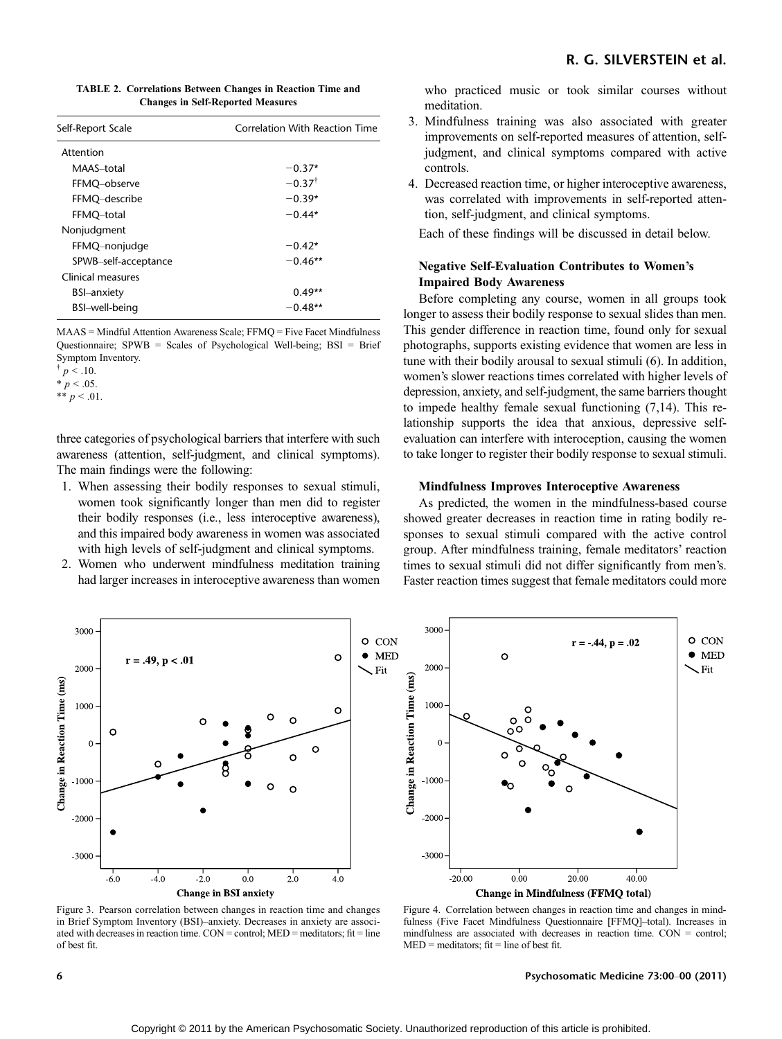**TABLE 2. Correlations Between Changes in Reaction Time and Changes in Self-Reported Measures**

| Self-Report Scale | Correlation With Reaction Time |
|---|---|
| Attention | |
| MAAS–total | −0.37* |
| FFMQ–observe | −0.37† |
| FFMQ–describe | −0.39* |
| FFMQ–total | −0.44* |
| Nonjudgment | |
| FFMQ–nonjudge | −0.42* |
| SPWB–self-acceptance | −0.46** |
| Clinical measures | |
| BSI–anxiety | 0.49** |
| BSI–well-being | −0.48** |

MAAS = Mindful Attention Awareness Scale; FFMQ = Five Facet Mindfulness Questionnaire; SPWB = Scales of Psychological Well-being; BSI = Brief Symptom Inventory.
† $p < .10$.
* $p < .05$.
** $p < .01$.

three categories of psychological barriers that interfere with such awareness (attention, self-judgment, and clinical symptoms). The main findings were the following:

1. When assessing their bodily responses to sexual stimuli, women took significantly longer than men did to register their bodily responses (i.e., less interoceptive awareness), and this impaired body awareness in women was associated with high levels of self-judgment and clinical symptoms.
2. Women who underwent mindfulness meditation training had larger increases in interoceptive awareness than women who practiced music or took similar courses without meditation.
3. Mindfulness training was also associated with greater improvements on self-reported measures of attention, self-judgment, and clinical symptoms compared with active controls.
4. Decreased reaction time, or higher interoceptive awareness, was correlated with improvements in self-reported attention, self-judgment, and clinical symptoms.

Each of these findings will be discussed in detail below.

### Negative Self-Evaluation Contributes to Women's Impaired Body Awareness

Before completing any course, women in all groups took longer to assess their bodily response to sexual slides than men. This gender difference in reaction time, found only for sexual photographs, supports existing evidence that women are less in tune with their bodily arousal to sexual stimuli (6). In addition, women's slower reactions times correlated with higher levels of depression, anxiety, and self-judgment, the same barriers thought to impede healthy female sexual functioning (7,14). This relationship supports the idea that anxious, depressive self-evaluation can interfere with interoception, causing the women to take longer to register their bodily response to sexual stimuli.

### Mindfulness Improves Interoceptive Awareness

As predicted, the women in the mindfulness-based course showed greater decreases in reaction time in rating bodily responses to sexual stimuli compared with the active control group. After mindfulness training, female meditators' reaction times to sexual stimuli did not differ significantly from men's. Faster reaction times suggest that female meditators could more

Figure 3. Pearson correlation between changes in reaction time and changes in Brief Symptom Inventory (BSI)–anxiety. Decreases in anxiety are associated with decreases in reaction time. CON = control; MED = meditators; fit = line of best fit.

Figure 4. Correlation between changes in reaction time and changes in mindfulness (Five Facet Mindfulness Questionnaire [FFMQ]–total). Increases in mindfulness are associated with decreases in reaction time. CON = control; MED = meditators; fit = line of best fit.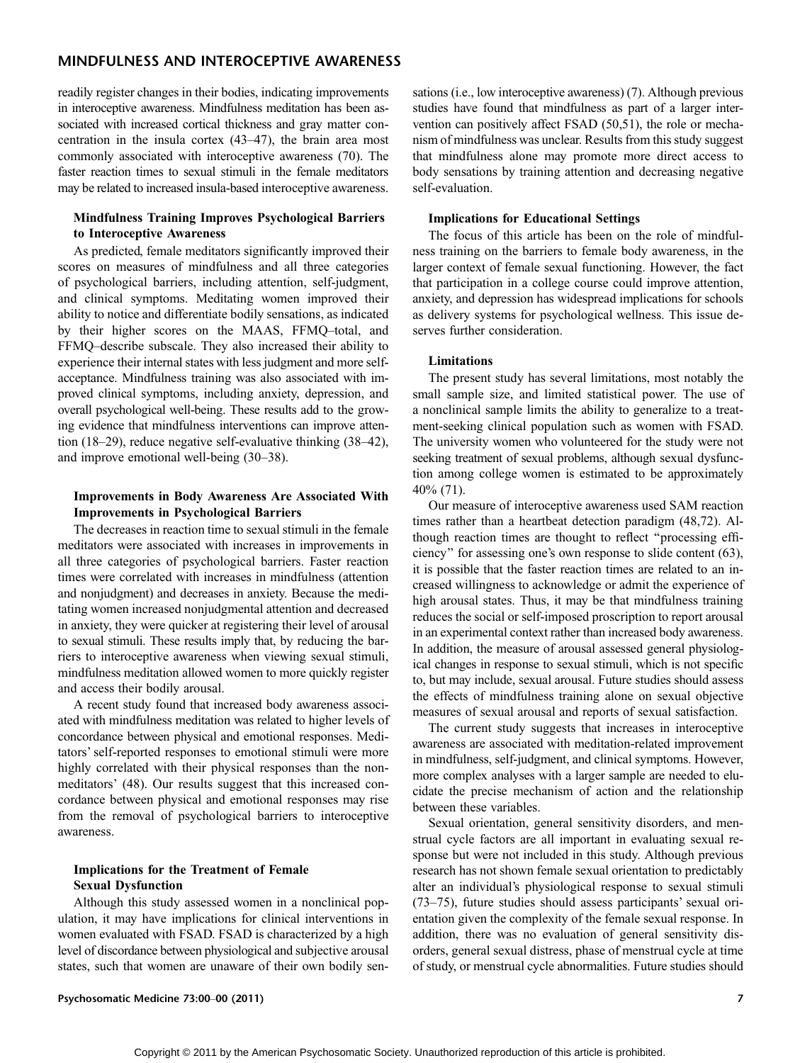readily register changes in their bodies, indicating improvements in interoceptive awareness. Mindfulness meditation has been associated with increased cortical thickness and gray matter concentration in the insula cortex (43–47), the brain area most commonly associated with interoceptive awareness (70). The faster reaction times to sexual stimuli in the female meditators may be related to increased insula-based interoceptive awareness.

### Mindfulness Training Improves Psychological Barriers to Interoceptive Awareness

As predicted, female meditators significantly improved their scores on measures of mindfulness and all three categories of psychological barriers, including attention, self-judgment, and clinical symptoms. Meditating women improved their ability to notice and differentiate bodily sensations, as indicated by their higher scores on the MAAS, FFMQ–total, and FFMQ–describe subscale. They also increased their ability to experience their internal states with less judgment and more self-acceptance. Mindfulness training was also associated with improved clinical symptoms, including anxiety, depression, and overall psychological well-being. These results add to the growing evidence that mindfulness interventions can improve attention (18–29), reduce negative self-evaluative thinking (38–42), and improve emotional well-being (30–38).

### Improvements in Body Awareness Are Associated With Improvements in Psychological Barriers

The decreases in reaction time to sexual stimuli in the female meditators were associated with increases in improvements in all three categories of psychological barriers. Faster reaction times were correlated with increases in mindfulness (attention and nonjudgment) and decreases in anxiety. Because the meditating women increased nonjudgmental attention and decreased in anxiety, they were quicker at registering their level of arousal to sexual stimuli. These results imply that, by reducing the barriers to interoceptive awareness when viewing sexual stimuli, mindfulness meditation allowed women to more quickly register and access their bodily arousal.

A recent study found that increased body awareness associated with mindfulness meditation was related to higher levels of concordance between physical and emotional responses. Meditators' self-reported responses to emotional stimuli were more highly correlated with their physical responses than the nonmeditators' (48). Our results suggest that this increased concordance between physical and emotional responses may rise from the removal of psychological barriers to interoceptive awareness.

### Implications for the Treatment of Female Sexual Dysfunction

Although this study assessed women in a nonclinical population, it may have implications for clinical interventions in women evaluated with FSAD. FSAD is characterized by a high level of discordance between physiological and subjective arousal states, such that women are unaware of their own bodily sensations (i.e., low interoceptive awareness) (7). Although previous studies have found that mindfulness as part of a larger intervention can positively affect FSAD (50,51), the role or mechanism of mindfulness was unclear. Results from this study suggest that mindfulness alone may promote more direct access to body sensations by training attention and decreasing negative self-evaluation.

### Implications for Educational Settings

The focus of this article has been on the role of mindfulness training on the barriers to female body awareness, in the larger context of female sexual functioning. However, the fact that participation in a college course could improve attention, anxiety, and depression has widespread implications for schools as delivery systems for psychological wellness. This issue deserves further consideration.

### Limitations

The present study has several limitations, most notably the small sample size, and limited statistical power. The use of a nonclinical sample limits the ability to generalize to a treatment-seeking clinical population such as women with FSAD. The university women who volunteered for the study were not seeking treatment of sexual problems, although sexual dysfunction among college women is estimated to be approximately 40% (71).

Our measure of interoceptive awareness used SAM reaction times rather than a heartbeat detection paradigm (48,72). Although reaction times are thought to reflect "processing efficiency" for assessing one's own response to slide content (63), it is possible that the faster reaction times are related to an increased willingness to acknowledge or admit the experience of high arousal states. Thus, it may be that mindfulness training reduces the social or self-imposed proscription to report arousal in an experimental context rather than increased body awareness. In addition, the measure of arousal assessed general physiological changes in response to sexual stimuli, which is not specific to, but may include, sexual arousal. Future studies should assess the effects of mindfulness training alone on sexual objective measures of sexual arousal and reports of sexual satisfaction.

The current study suggests that increases in interoceptive awareness are associated with meditation-related improvement in mindfulness, self-judgment, and clinical symptoms. However, more complex analyses with a larger sample are needed to elucidate the precise mechanism of action and the relationship between these variables.

Sexual orientation, general sensitivity disorders, and menstrual cycle factors are all important in evaluating sexual response but were not included in this study. Although previous research has not shown female sexual orientation to predictably alter an individual's physiological response to sexual stimuli (73–75), future studies should assess participants' sexual orientation given the complexity of the female sexual response. In addition, there was no evaluation of general sensitivity disorders, general sexual distress, phase of menstrual cycle at time of study, or menstrual cycle abnormalities. Future studies should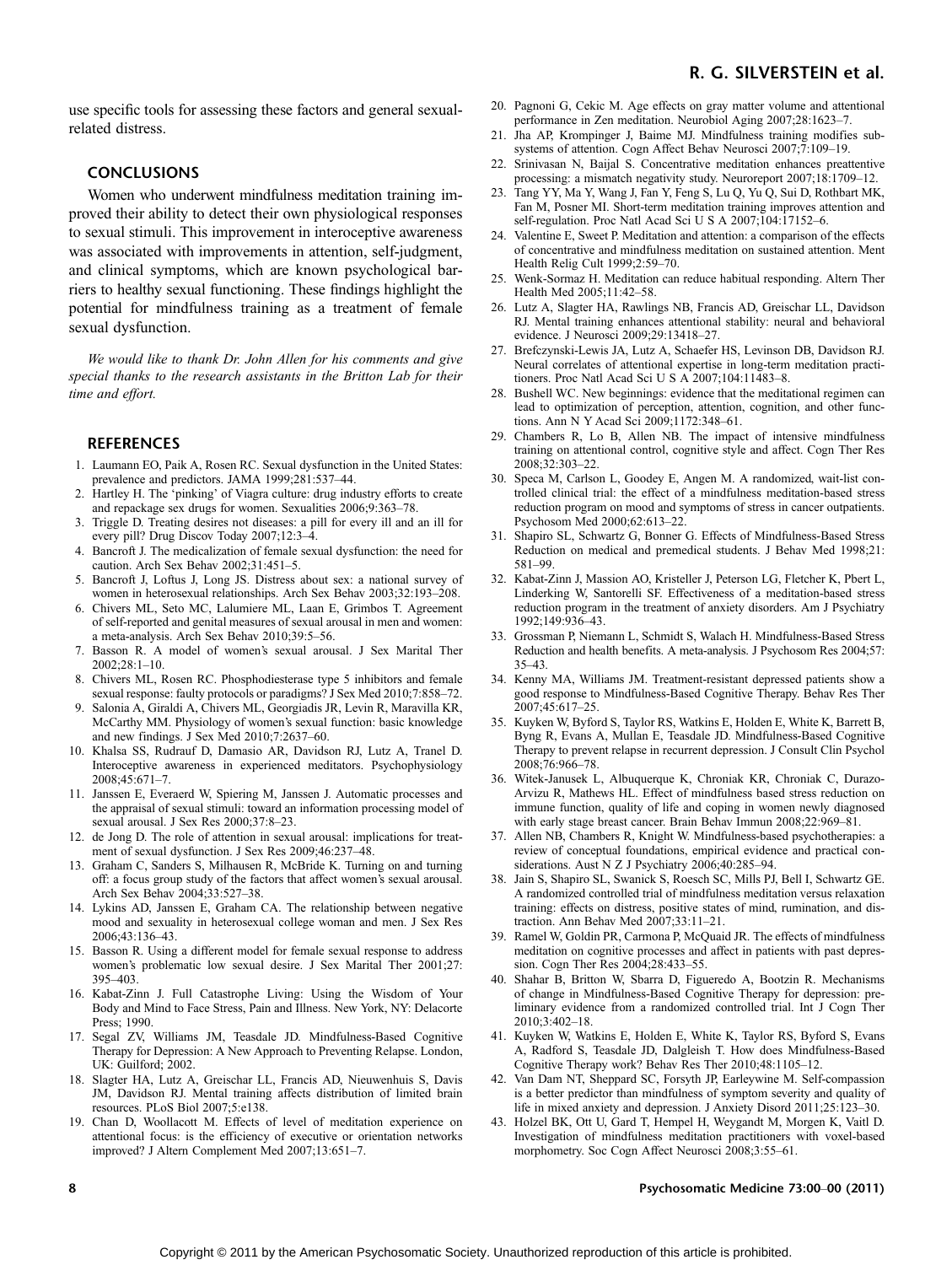use specific tools for assessing these factors and general sexual-related distress.

## CONCLUSIONS

Women who underwent mindfulness meditation training improved their ability to detect their own physiological responses to sexual stimuli. This improvement in interoceptive awareness was associated with improvements in attention, self-judgment, and clinical symptoms, which are known psychological barriers to healthy sexual functioning. These findings highlight the potential for mindfulness training as a treatment of female sexual dysfunction.

*We would like to thank Dr. John Allen for his comments and give special thanks to the research assistants in the Britton Lab for their time and effort.*

## REFERENCES

1. Laumann EO, Paik A, Rosen RC. Sexual dysfunction in the United States: prevalence and predictors. JAMA 1999;281:537–44.
2. Hartley H. The 'pinking' of Viagra culture: drug industry efforts to create and repackage sex drugs for women. Sexualities 2006;9:363–78.
3. Triggle D. Treating desires not diseases: a pill for every ill and an ill for every pill? Drug Discov Today 2007;12:3–4.
4. Bancroft J. The medicalization of female sexual dysfunction: the need for caution. Arch Sex Behav 2002;31:451–5.
5. Bancroft J, Loftus J, Long JS. Distress about sex: a national survey of women in heterosexual relationships. Arch Sex Behav 2003;32:193–208.
6. Chivers ML, Seto MC, Lalumiere ML, Laan E, Grimbos T. Agreement of self-reported and genital measures of sexual arousal in men and women: a meta-analysis. Arch Sex Behav 2010;39:5–56.
7. Basson R. A model of women's sexual arousal. J Sex Marital Ther 2002;28:1–10.
8. Chivers ML, Rosen RC. Phosphodiesterase type 5 inhibitors and female sexual response: faulty protocols or paradigms? J Sex Med 2010;7:858–72.
9. Salonia A, Giraldi A, Chivers ML, Georgiadis JR, Levin R, Maravilla KR, McCarthy MM. Physiology of women's sexual function: basic knowledge and new findings. J Sex Med 2010;7:2637–60.
10. Khalsa SS, Rudrauf D, Damasio AR, Davidson RJ, Lutz A, Tranel D. Interoceptive awareness in experienced meditators. Psychophysiology 2008;45:671–7.
11. Janssen E, Everaerd W, Spiering M, Janssen J. Automatic processes and the appraisal of sexual stimuli: toward an information processing model of sexual arousal. J Sex Res 2000;37:8–23.
12. de Jong D. The role of attention in sexual arousal: implications for treatment of sexual dysfunction. J Sex Res 2009;46:237–48.
13. Graham C, Sanders S, Milhausen R, McBride K. Turning on and turning off: a focus group study of the factors that affect women's sexual arousal. Arch Sex Behav 2004;33:527–38.
14. Lykins AD, Janssen E, Graham CA. The relationship between negative mood and sexuality in heterosexual college woman and men. J Sex Res 2006;43:136–43.
15. Basson R. Using a different model for female sexual response to address women's problematic low sexual desire. J Sex Marital Ther 2001;27: 395–403.
16. Kabat-Zinn J. Full Catastrophe Living: Using the Wisdom of Your Body and Mind to Face Stress, Pain and Illness. New York, NY: Delacorte Press; 1990.
17. Segal ZV, Williams JM, Teasdale JD. Mindfulness-Based Cognitive Therapy for Depression: A New Approach to Preventing Relapse. London, UK: Guilford; 2002.
18. Slagter HA, Lutz A, Greischar LL, Francis AD, Nieuwenhuis S, Davis JM, Davidson RJ. Mental training affects distribution of limited brain resources. PLoS Biol 2007;5:e138.
19. Chan D, Woollacott M. Effects of level of meditation experience on attentional focus: is the efficiency of executive or orientation networks improved? J Altern Complement Med 2007;13:651–7.
20. Pagnoni G, Cekic M. Age effects on gray matter volume and attentional performance in Zen meditation. Neurobiol Aging 2007;28:1623–7.
21. Jha AP, Krompinger J, Baime MJ. Mindfulness training modifies subsystems of attention. Cogn Affect Behav Neurosci 2007;7:109–19.
22. Srinivasan N, Baijal S. Concentrative meditation enhances preattentive processing: a mismatch negativity study. Neuroreport 2007;18:1709–12.
23. Tang YY, Ma Y, Wang J, Fan Y, Feng S, Lu Q, Yu Q, Sui D, Rothbart MK, Fan M, Posner MI. Short-term meditation training improves attention and self-regulation. Proc Natl Acad Sci U S A 2007;104:17152–6.
24. Valentine E, Sweet P. Meditation and attention: a comparison of the effects of concentrative and mindfulness meditation on sustained attention. Ment Health Relig Cult 1999;2:59–70.
25. Wenk-Sormaz H. Meditation can reduce habitual responding. Altern Ther Health Med 2005;11:42–58.
26. Lutz A, Slagter HA, Rawlings NB, Francis AD, Greischar LL, Davidson RJ. Mental training enhances attentional stability: neural and behavioral evidence. J Neurosci 2009;29:13418–27.
27. Brefczynski-Lewis JA, Lutz A, Schaefer HS, Levinson DB, Davidson RJ. Neural correlates of attentional expertise in long-term meditation practitioners. Proc Natl Acad Sci U S A 2007;104:11483–8.
28. Bushell WC. New beginnings: evidence that the meditational regimen can lead to optimization of perception, attention, cognition, and other functions. Ann N Y Acad Sci 2009;1172:348–61.
29. Chambers R, Lo B, Allen NB. The impact of intensive mindfulness training on attentional control, cognitive style and affect. Cogn Ther Res 2008;32:303–22.
30. Speca M, Carlson L, Goodey E, Angen M. A randomized, wait-list controlled clinical trial: the effect of a mindfulness meditation-based stress reduction program on mood and symptoms of stress in cancer outpatients. Psychosom Med 2000;62:613–22.
31. Shapiro SL, Schwartz G, Bonner G. Effects of Mindfulness-Based Stress Reduction on medical and premedical students. J Behav Med 1998;21: 581–99.
32. Kabat-Zinn J, Massion AO, Kristeller J, Peterson LG, Fletcher K, Pbert L, Linderking W, Santorelli SF. Effectiveness of a meditation-based stress reduction program in the treatment of anxiety disorders. Am J Psychiatry 1992;149:936–43.
33. Grossman P, Niemann L, Schmidt S, Walach H. Mindfulness-Based Stress Reduction and health benefits. A meta-analysis. J Psychosom Res 2004;57: 35–43.
34. Kenny MA, Williams JM. Treatment-resistant depressed patients show a good response to Mindfulness-Based Cognitive Therapy. Behav Res Ther 2007;45:617–25.
35. Kuyken W, Byford S, Taylor RS, Watkins E, Holden E, White K, Barrett B, Byng R, Evans A, Mullan E, Teasdale JD. Mindfulness-Based Cognitive Therapy to prevent relapse in recurrent depression. J Consult Clin Psychol 2008;76:966–78.
36. Witek-Janusek L, Albuquerque K, Chroniak KR, Chroniak C, Durazo-Arvizu R, Mathews HL. Effect of mindfulness based stress reduction on immune function, quality of life and coping in women newly diagnosed with early stage breast cancer. Brain Behav Immun 2008;22:969–81.
37. Allen NB, Chambers R, Knight W. Mindfulness-based psychotherapies: a review of conceptual foundations, empirical evidence and practical considerations. Aust N Z J Psychiatry 2006;40:285–94.
38. Jain S, Shapiro SL, Swanick S, Roesch SC, Mills PJ, Bell I, Schwartz GE. A randomized controlled trial of mindfulness meditation versus relaxation training: effects on distress, positive states of mind, rumination, and distraction. Ann Behav Med 2007;33:11–21.
39. Ramel W, Goldin PR, Carmona P, McQuaid JR. The effects of mindfulness meditation on cognitive processes and affect in patients with past depression. Cogn Ther Res 2004;28:433–55.
40. Shahar B, Britton W, Sbarra D, Figueredo A, Bootzin R. Mechanisms of change in Mindfulness-Based Cognitive Therapy for depression: preliminary evidence from a randomized controlled trial. Int J Cogn Ther 2010;3:402–18.
41. Kuyken W, Watkins E, Holden E, White K, Taylor RS, Byford S, Evans A, Radford S, Teasdale JD, Dalgleish T. How does Mindfulness-Based Cognitive Therapy work? Behav Res Ther 2010;48:1105–12.
42. Van Dam NT, Sheppard SC, Forsyth JP, Earleywine M. Self-compassion is a better predictor than mindfulness of symptom severity and quality of life in mixed anxiety and depression. J Anxiety Disord 2011;25:123–30.
43. Holzel BK, Ott U, Gard T, Hempel H, Weygandt M, Morgen K, Vaitl D. Investigation of mindfulness meditation practitioners with voxel-based morphometry. Soc Cogn Affect Neurosci 2008;3:55–61.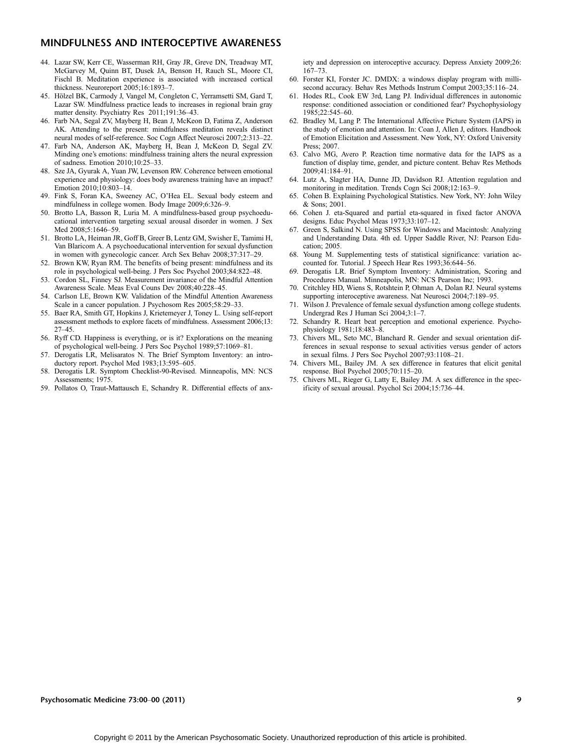44. Lazar SW, Kerr CE, Wasserman RH, Gray JR, Greve DN, Treadway MT, McGarvey M, Quinn BT, Dusek JA, Benson H, Rauch SL, Moore CI, Fischl B. Meditation experience is associated with increased cortical thickness. Neuroreport 2005;16:1893–7.
45. Hölzel BK, Carmody J, Vangel M, Congleton C, Yerramsetti SM, Gard T, Lazar SW. Mindfulness practice leads to increases in regional brain gray matter density. Psychiatry Res 2011;191:36–43.
46. Farb NA, Segal ZV, Mayberg H, Bean J, McKeon D, Fatima Z, Anderson AK. Attending to the present: mindfulness meditation reveals distinct neural modes of self-reference. Soc Cogn Affect Neurosci 2007;2:313–22.
47. Farb NA, Anderson AK, Mayberg H, Bean J, McKeon D, Segal ZV. Minding one's emotions: mindfulness training alters the neural expression of sadness. Emotion 2010;10:25–33.
48. Sze JA, Gyurak A, Yuan JW, Levenson RW. Coherence between emotional experience and physiology: does body awareness training have an impact? Emotion 2010;10:803–14.
49. Fink S, Foran KA, Sweeney AC, O'Hea EL. Sexual body esteem and mindfulness in college women. Body Image 2009;6:326–9.
50. Brotto LA, Basson R, Luria M. A mindfulness-based group psychoeducational intervention targeting sexual arousal disorder in women. J Sex Med 2008;5:1646–59.
51. Brotto LA, Heiman JR, Goff B, Greer B, Lentz GM, Swisher E, Tamimi H, Van Blaricom A. A psychoeducational intervention for sexual dysfunction in women with gynecologic cancer. Arch Sex Behav 2008;37:317–29.
52. Brown KW, Ryan RM. The benefits of being present: mindfulness and its role in psychological well-being. J Pers Soc Psychol 2003;84:822–48.
53. Cordon SL, Finney SJ. Measurement invariance of the Mindful Attention Awareness Scale. Meas Eval Couns Dev 2008;40:228–45.
54. Carlson LE, Brown KW. Validation of the Mindful Attention Awareness Scale in a cancer population. J Psychosom Res 2005;58:29–33.
55. Baer RA, Smith GT, Hopkins J, Krietemeyer J, Toney L. Using self-report assessment methods to explore facets of mindfulness. Assessment 2006;13: 27–45.
56. Ryff CD. Happiness is everything, or is it? Explorations on the meaning of psychological well-being. J Pers Soc Psychol 1989;57:1069–81.
57. Derogatis LR, Melisaratos N. The Brief Symptom Inventory: an introductory report. Psychol Med 1983;13:595–605.
58. Derogatis LR. Symptom Checklist-90-Revised. Minneapolis, MN: NCS Assessments; 1975.
59. Pollatos O, Traut-Mattausch E, Schandry R. Differential effects of anxiety and depression on interoceptive accuracy. Depress Anxiety 2009;26: 167–73.
60. Forster KI, Forster JC. DMDX: a windows display program with millisecond accuracy. Behav Res Methods Instrum Comput 2003;35:116–24.
61. Hodes RL, Cook EW 3rd, Lang PJ. Individual differences in autonomic response: conditioned association or conditioned fear? Psychophysiology 1985;22:545–60.
62. Bradley M, Lang P. The International Affective Picture System (IAPS) in the study of emotion and attention. In: Coan J, Allen J, editors. Handbook of Emotion Elicitation and Assessment. New York, NY: Oxford University Press; 2007.
63. Calvo MG, Avero P. Reaction time normative data for the IAPS as a function of display time, gender, and picture content. Behav Res Methods 2009;41:184–91.
64. Lutz A, Slagter HA, Dunne JD, Davidson RJ. Attention regulation and monitoring in meditation. Trends Cogn Sci 2008;12:163–9.
65. Cohen B. Explaining Psychological Statistics. New York, NY: John Wiley & Sons; 2001.
66. Cohen J. eta-Squared and partial eta-squared in fixed factor ANOVA designs. Educ Psychol Meas 1973;33:107–12.
67. Green S, Salkind N. Using SPSS for Windows and Macintosh: Analyzing and Understanding Data. 4th ed. Upper Saddle River, NJ: Pearson Education; 2005.
68. Young M. Supplementing tests of statistical significance: variation accounted for. Tutorial. J Speech Hear Res 1993;36:644–56.
69. Derogatis LR. Brief Symptom Inventory: Administration, Scoring and Procedures Manual. Minneapolis, MN: NCS Pearson Inc; 1993.
70. Critchley HD, Wiens S, Rotshtein P, Ohman A, Dolan RJ. Neural systems supporting interoceptive awareness. Nat Neurosci 2004;7:189–95.
71. Wilson J. Prevalence of female sexual dysfunction among college students. Undergrad Res J Human Sci 2004;3:1–7.
72. Schandry R. Heart beat perception and emotional experience. Psychophysiology 1981;18:483–8.
73. Chivers ML, Seto MC, Blanchard R. Gender and sexual orientation differences in sexual response to sexual activities versus gender of actors in sexual films. J Pers Soc Psychol 2007;93:1108–21.
74. Chivers ML, Bailey JM. A sex difference in features that elicit genital response. Biol Psychol 2005;70:115–20.
75. Chivers ML, Rieger G, Latty E, Bailey JM. A sex difference in the specificity of sexual arousal. Psychol Sci 2004;15:736–44.

Copyright © 2011 by the American Psychosomatic Society. Unauthorized reproduction of this article is prohibited.